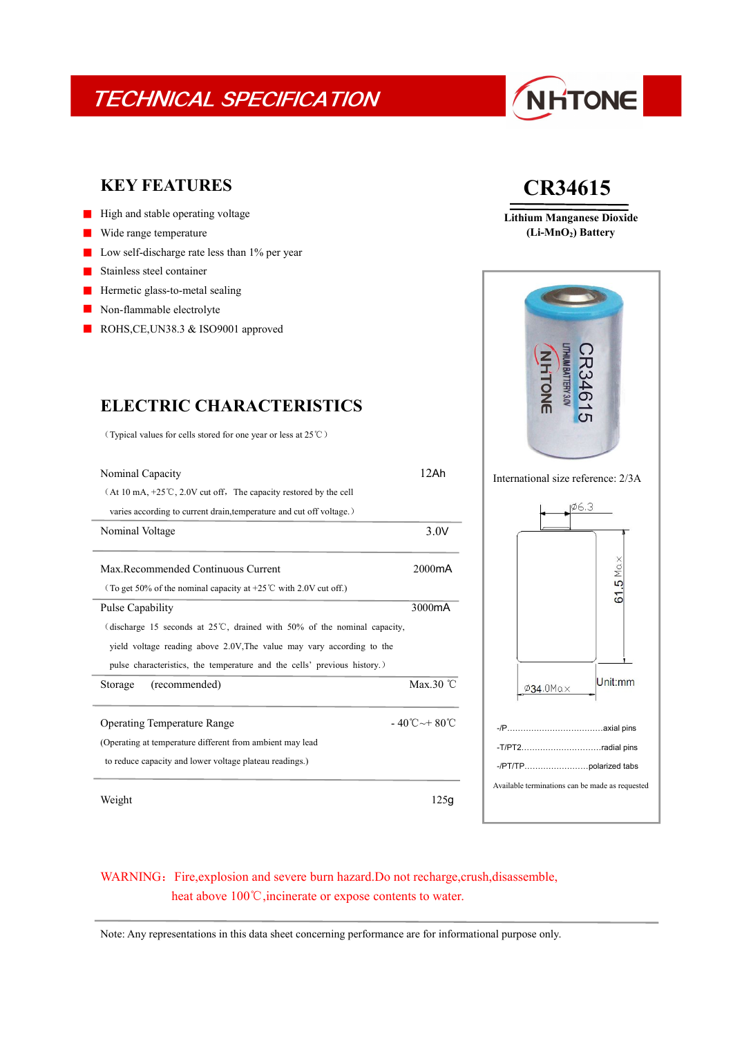# TECHNICAL SPECIFICATION

NHTONE

## CR34615

**Lithium Manganese Dioxide ($Li-MnO_2$) Battery**

## KEY FEATURES

- High and stable operating voltage
- Wide range temperature
- Low self-discharge rate less than 1% per year
- Stainless steel container
- Hermetic glass-to-metal sealing
- Non-flammable electrolyte
- ROHS,CE,UN38.3 & ISO9001 approved

## ELECTRIC CHARACTERISTICS

（Typical values for cells stored for one year or less at 25℃）

| Parameter | Value |
|---|---|
| Nominal Capacity<br>（At 10 mA, +25℃, 2.0V cut off，The capacity restored by the cell varies according to current drain,temperature and cut off voltage.） | 12Ah |
| Nominal Voltage | 3.0V |
| Max.Recommended Continuous Current<br>（To get 50% of the nominal capacity at +25℃ with 2.0V cut off.) | 2000mA |
| Pulse Capability<br>（discharge 15 seconds at 25℃, drained with 50% of the nominal capacity, yield voltage reading above 2.0V,The value may vary according to the pulse characteristics, the temperature and the cells' previous history.） | 3000mA |
| Storage (recommended) | Max.30 ℃ |
| Operating Temperature Range<br>(Operating at temperature different from ambient may lead to reduce capacity and lower voltage plateau readings.) | - 40℃~+ 80℃ |
| Weight | 125g |

International size reference: 2/3A

Ø6.3

61.5 Max

Ø34.0Max

Unit:mm

-/P........................................axial pins

-/T/PT2..............................radial pins

-/PT/TP........................polarized tabs

Available terminations can be made as requested

WARNING：Fire,explosion and severe burn hazard.Do not recharge,crush,disassemble, heat above 100℃,incinerate or expose contents to water.

Note: Any representations in this data sheet concerning performance are for informational purpose only.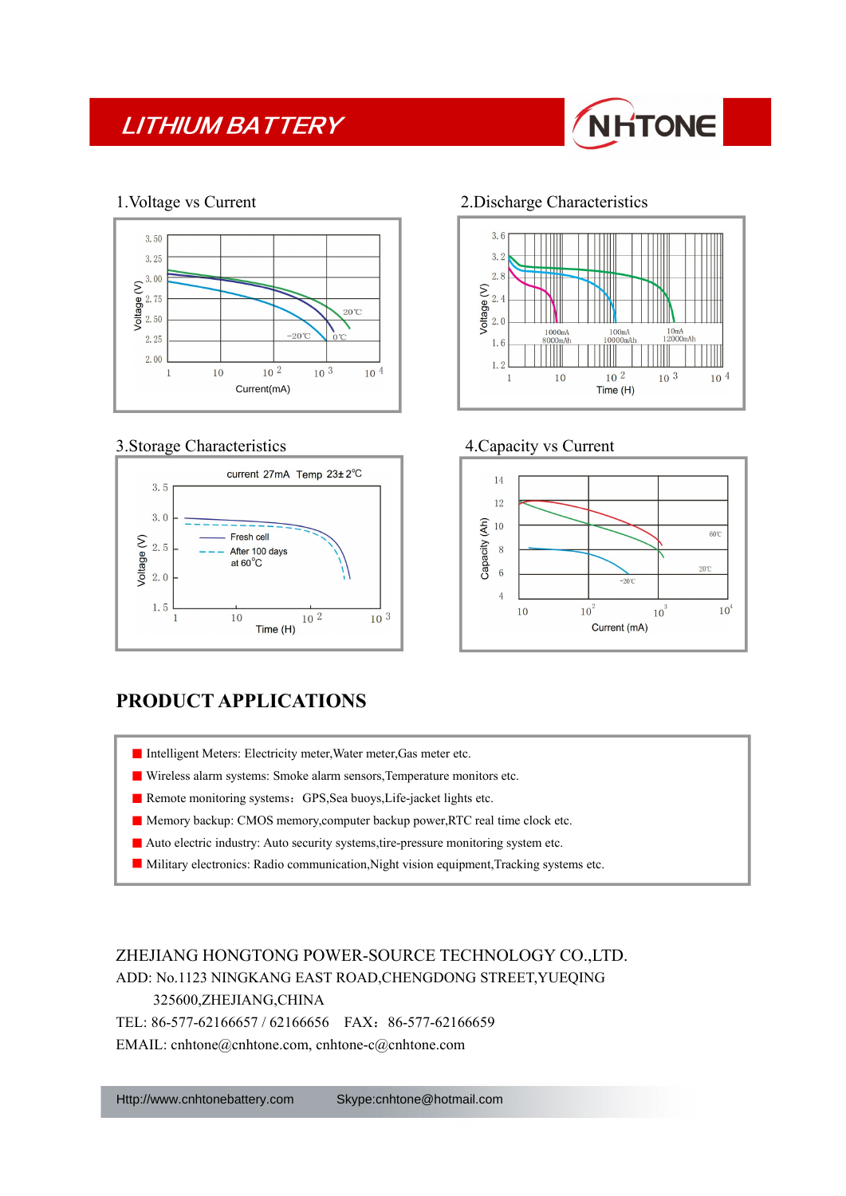# LITHIUM BATTERY

NHTONE

## 1.Voltage vs Current

3.50
3.25
3.00
2.75
2.50
2.25
2.00

Voltage (V)

20℃
-20℃
0℃

1
10
$10^2$
$10^3$
$10^4$

Current(mA)

## 2.Discharge Characteristics

3.6
3.2
2.8
2.4
2.0
1.6
1.2

Voltage (V)

1000mA 8000mAh
100mA 10000mAh
10mA 12000mAh

1
10
$10^2$
$10^3$
$10^4$

Time (H)

## 3.Storage Characteristics

current 27mA Temp 23±2℃

3.5
3.0
2.5
2.0
1.5

Voltage (V)

Fresh cell
After 100 days at 60℃

1
10
$10^2$
$10^3$

Time (H)

## 4.Capacity vs Current

14
12
10
8
6
4

Capacity (Ah)

60℃
20℃
-20℃

10
$10^2$
$10^3$
$10^4$

Current (mA)

## PRODUCT APPLICATIONS

- Intelligent Meters: Electricity meter,Water meter,Gas meter etc.
- Wireless alarm systems: Smoke alarm sensors,Temperature monitors etc.
- Remote monitoring systems：GPS,Sea buoys,Life-jacket lights etc.
- Memory backup: CMOS memory,computer backup power,RTC real time clock etc.
- Auto electric industry: Auto security systems,tire-pressure monitoring system etc.
- Military electronics: Radio communication,Night vision equipment,Tracking systems etc.

ZHEJIANG HONGTONG POWER-SOURCE TECHNOLOGY CO.,LTD.
ADD: No.1123 NINGKANG EAST ROAD,CHENGDONG STREET,YUEQING
325600,ZHEJIANG,CHINA
TEL: 86-577-62166657 / 62166656 FAX：86-577-62166659
EMAIL: cnhtone@cnhtone.com, cnhtone-c@cnhtone.com

Http://www.cnhtonebattery.com Skype:cnhtone@hotmail.com